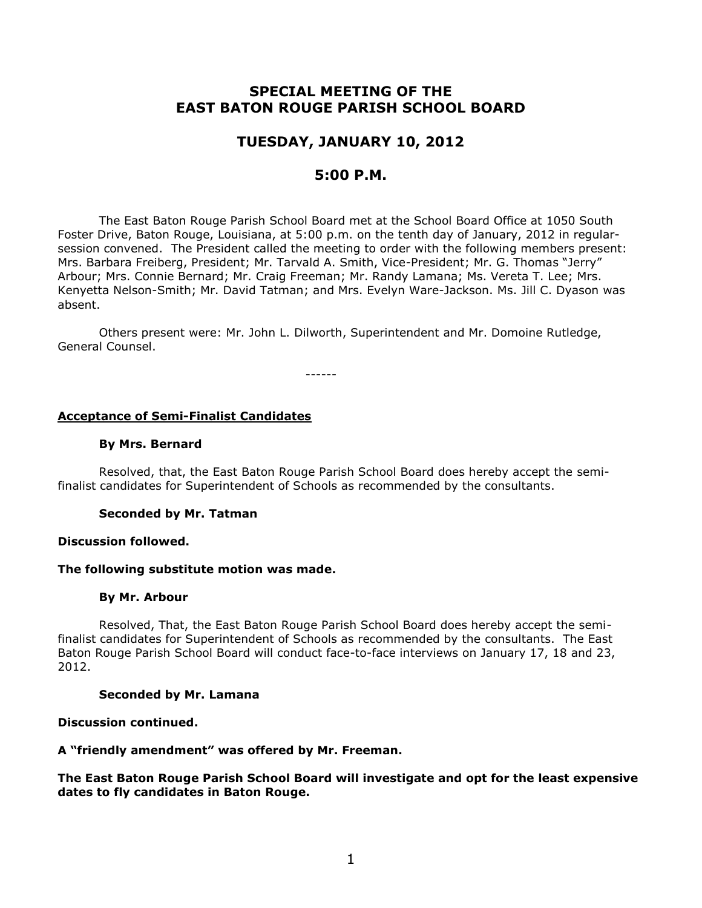# SPECIAL MEETING OF THE EAST BATON ROUGE PARISH SCHOOL BOARD

## TUESDAY, JANUARY 10, 2012

## 5:00 P.M.

The East Baton Rouge Parish School Board met at the School Board Office at 1050 South Foster Drive, Baton Rouge, Louisiana, at 5:00 p.m. on the tenth day of January, 2012 in regular-session convened. The President called the meeting to order with the following members present: Mrs. Barbara Freiberg, President; Mr. Tarvald A. Smith, Vice-President; Mr. G. Thomas "Jerry" Arbour; Mrs. Connie Bernard; Mr. Craig Freeman; Mr. Randy Lamana; Ms. Vereta T. Lee; Mrs. Kenyetta Nelson-Smith; Mr. David Tatman; and Mrs. Evelyn Ware-Jackson. Ms. Jill C. Dyason was absent.

Others present were: Mr. John L. Dilworth, Superintendent and Mr. Domoine Rutledge, General Counsel.

------

**Acceptance of Semi-Finalist Candidates**

**By Mrs. Bernard**

Resolved, that, the East Baton Rouge Parish School Board does hereby accept the semi-finalist candidates for Superintendent of Schools as recommended by the consultants.

**Seconded by Mr. Tatman**

**Discussion followed.**

**The following substitute motion was made.**

**By Mr. Arbour**

Resolved, That, the East Baton Rouge Parish School Board does hereby accept the semi-finalist candidates for Superintendent of Schools as recommended by the consultants. The East Baton Rouge Parish School Board will conduct face-to-face interviews on January 17, 18 and 23, 2012.

**Seconded by Mr. Lamana**

**Discussion continued.**

**A "friendly amendment" was offered by Mr. Freeman.**

**The East Baton Rouge Parish School Board will investigate and opt for the least expensive dates to fly candidates in Baton Rouge.**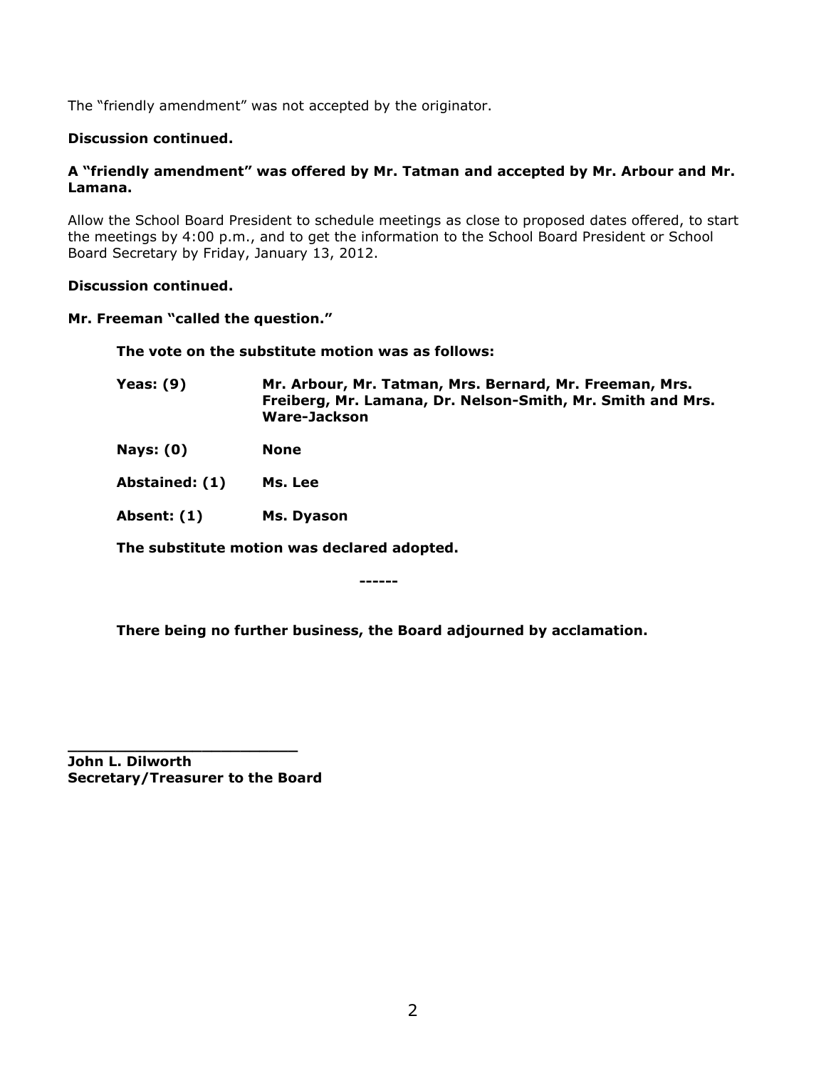The "friendly amendment" was not accepted by the originator.

**Discussion continued.**

**A "friendly amendment" was offered by Mr. Tatman and accepted by Mr. Arbour and Mr. Lamana.**

Allow the School Board President to schedule meetings as close to proposed dates offered, to start the meetings by 4:00 p.m., and to get the information to the School Board President or School Board Secretary by Friday, January 13, 2012.

**Discussion continued.**

**Mr. Freeman "called the question."**

**The vote on the substitute motion was as follows:**

| | |
|---|---|
| **Yeas: (9)** | **Mr. Arbour, Mr. Tatman, Mrs. Bernard, Mr. Freeman, Mrs. Freiberg, Mr. Lamana, Dr. Nelson-Smith, Mr. Smith and Mrs. Ware-Jackson** |
| **Nays: (0)** | **None** |
| **Abstained: (1)** | **Ms. Lee** |
| **Absent: (1)** | **Ms. Dyason** |

**The substitute motion was declared adopted.**

**------**

**There being no further business, the Board adjourned by acclamation.**

**\_\_\_\_\_\_\_\_\_\_\_\_\_\_\_\_\_\_\_\_\_\_\_\_\_\_**
**John L. Dilworth**
**Secretary/Treasurer to the Board**